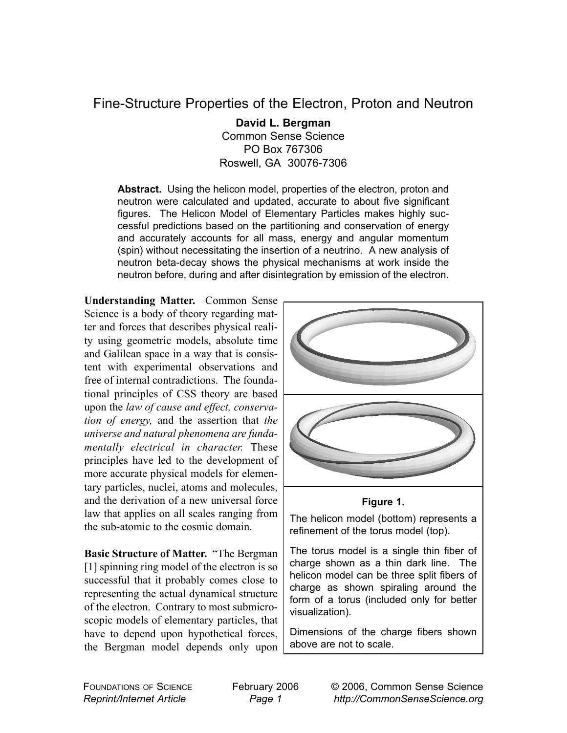# Fine-Structure Properties of the Electron, Proton and Neutron

**David L. Bergman**
Common Sense Science
PO Box 767306
Roswell, GA 30076-7306

**Abstract.** Using the helicon model, properties of the electron, proton and neutron were calculated and updated, accurate to about five significant figures. The Helicon Model of Elementary Particles makes highly successful predictions based on the partitioning and conservation of energy and accurately accounts for all mass, energy and angular momentum (spin) without necessitating the insertion of a neutrino. A new analysis of neutron beta-decay shows the physical mechanisms at work inside the neutron before, during and after disintegration by emission of the electron.

**Understanding Matter.** Common Sense Science is a body of theory regarding matter and forces that describes physical reality using geometric models, absolute time and Galilean space in a way that is consistent with experimental observations and free of internal contradictions. The foundational principles of CSS theory are based upon the *law of cause and effect, conservation of energy,* and the assertion that *the universe and natural phenomena are fundamentally electrical in character.* These principles have led to the development of more accurate physical models for elementary particles, nuclei, atoms and molecules, and the derivation of a new universal force law that applies on all scales ranging from the sub-atomic to the cosmic domain.

**Figure 1.**

The helicon model (bottom) represents a refinement of the torus model (top).

The torus model is a single thin fiber of charge shown as a thin dark line. The helicon model can be three split fibers of charge as shown spiraling around the form of a torus (included only for better visualization).

Dimensions of the charge fibers shown above are not to scale.

**Basic Structure of Matter.** "The Bergman [1] spinning ring model of the electron is so successful that it probably comes close to representing the actual dynamical structure of the electron. Contrary to most submicroscopic models of elementary particles, that have to depend upon hypothetical forces, the Bergman model depends only upon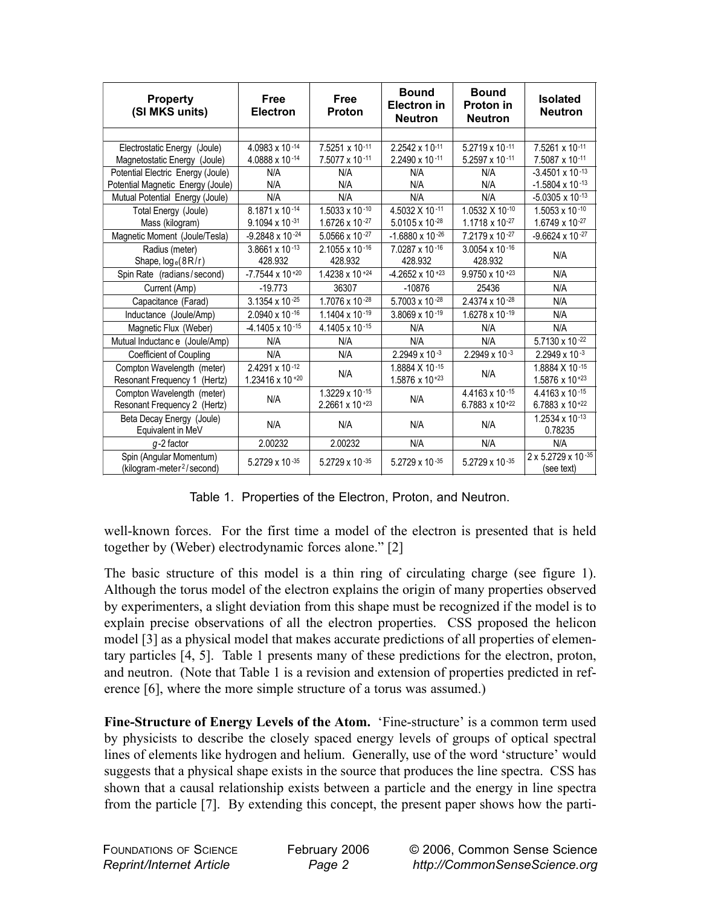| Property (SI MKS units) | Free Electron | Free Proton | Bound Electron in Neutron | Bound Proton in Neutron | Isolated Neutron |
|---|---|---|---|---|---|
| Electrostatic Energy (Joule) | $4.0983 \times 10^{-14}$ | $7.5251 \times 10^{-11}$ | $2.2542 \times 10^{-11}$ | $5.2719 \times 10^{-11}$ | $7.5261 \times 10^{-11}$ |
| Magnetostatic Energy (Joule) | $4.0888 \times 10^{-14}$ | $7.5077 \times 10^{-11}$ | $2.2490 \times 10^{-11}$ | $5.2597 \times 10^{-11}$ | $7.5087 \times 10^{-11}$ |
| Potential Electric Energy (Joule) | N/A | N/A | N/A | N/A | $-3.4501 \times 10^{-13}$ |
| Potential Magnetic Energy (Joule) | N/A | N/A | N/A | N/A | $-1.5804 \times 10^{-13}$ |
| Mutual Potential Energy (Joule) | N/A | N/A | N/A | N/A | $-5.0305 \times 10^{-13}$ |
| Total Energy (Joule) | $8.1871 \times 10^{-14}$ | $1.5033 \times 10^{-10}$ | $4.5032 \times 10^{-11}$ | $1.0532 \times 10^{-10}$ | $1.5053 \times 10^{-10}$ |
| Mass (kilogram) | $9.1094 \times 10^{-31}$ | $1.6726 \times 10^{-27}$ | $5.0105 \times 10^{-28}$ | $1.1718 \times 10^{-27}$ | $1.6749 \times 10^{-27}$ |
| Magnetic Moment (Joule/Tesla) | $-9.2848 \times 10^{-24}$ | $5.0566 \times 10^{-27}$ | $-1.6880 \times 10^{-26}$ | $7.2179 \times 10^{-27}$ | $-9.6624 \times 10^{-27}$ |
| Radius (meter) | $3.8661 \times 10^{-13}$ | $2.1055 \times 10^{-16}$ | $7.0287 \times 10^{-16}$ | $3.0054 \times 10^{-16}$ | N/A |
| Shape, $\log_e(8R/r)$ | 428.932 | 428.932 | 428.932 | 428.932 | |
| Spin Rate (radians/second) | $-7.7544 \times 10^{+20}$ | $1.4238 \times 10^{+24}$ | $-4.2652 \times 10^{+23}$ | $9.9750 \times 10^{+23}$ | N/A |
| Current (Amp) | -19.773 | 36307 | -10876 | 25436 | N/A |
| Capacitance (Farad) | $3.1354 \times 10^{-25}$ | $1.7076 \times 10^{-28}$ | $5.7003 \times 10^{-28}$ | $2.4374 \times 10^{-28}$ | N/A |
| Inductance (Joule/Amp) | $2.0940 \times 10^{-16}$ | $1.1404 \times 10^{-19}$ | $3.8069 \times 10^{-19}$ | $1.6278 \times 10^{-19}$ | N/A |
| Magnetic Flux (Weber) | $-4.1405 \times 10^{-15}$ | $4.1405 \times 10^{-15}$ | N/A | N/A | N/A |
| Mutual Inductance (Joule/Amp) | N/A | N/A | N/A | N/A | $5.7130 \times 10^{-22}$ |
| Coefficient of Coupling | N/A | N/A | $2.2949 \times 10^{-3}$ | $2.2949 \times 10^{-3}$ | $2.2949 \times 10^{-3}$ |
| Compton Wavelength (meter) | $2.4291 \times 10^{-12}$ | N/A | $1.8884 \times 10^{-15}$ | N/A | $1.8884 \times 10^{-15}$ |
| Resonant Frequency 1 (Hertz) | $1.23416 \times 10^{+20}$ | | $1.5876 \times 10^{+23}$ | | $1.5876 \times 10^{+23}$ |
| Compton Wavelength (meter) | N/A | $1.3229 \times 10^{-15}$ | N/A | $4.4163 \times 10^{-15}$ | $4.4163 \times 10^{-15}$ |
| Resonant Frequency 2 (Hertz) | | $2.2661 \times 10^{+23}$ | | $6.7883 \times 10^{+22}$ | $6.7883 \times 10^{+22}$ |
| Beta Decay Energy (Joule) | N/A | N/A | N/A | N/A | $1.2534 \times 10^{-13}$ |
| Equivalent in MeV | | | | | 0.78235 |
| $g$-2 factor | 2.00232 | 2.00232 | N/A | N/A | N/A |
| Spin (Angular Momentum) (kilogram-meter$^2$/second) | $5.2729 \times 10^{-35}$ | $5.2729 \times 10^{-35}$ | $5.2729 \times 10^{-35}$ | $5.2729 \times 10^{-35}$ | $2 \times 5.2729 \times 10^{-35}$ (see text) |

Table 1. Properties of the Electron, Proton, and Neutron.

well-known forces. For the first time a model of the electron is presented that is held together by (Weber) electrodynamic forces alone." [2]

The basic structure of this model is a thin ring of circulating charge (see figure 1). Although the torus model of the electron explains the origin of many properties observed by experimenters, a slight deviation from this shape must be recognized if the model is to explain precise observations of all the electron properties. CSS proposed the helicon model [3] as a physical model that makes accurate predictions of all properties of elementary particles [4, 5]. Table 1 presents many of these predictions for the electron, proton, and neutron. (Note that Table 1 is a revision and extension of properties predicted in reference [6], where the more simple structure of a torus was assumed.)

**Fine-Structure of Energy Levels of the Atom.** 'Fine-structure' is a common term used by physicists to describe the closely spaced energy levels of groups of optical spectral lines of elements like hydrogen and helium. Generally, use of the word 'structure' would suggest that a physical shape exists in the source that produces the line spectra. CSS has shown that a causal relationship exists between a particle and the energy in line spectra from the particle [7]. By extending this concept, the present paper shows how the parti-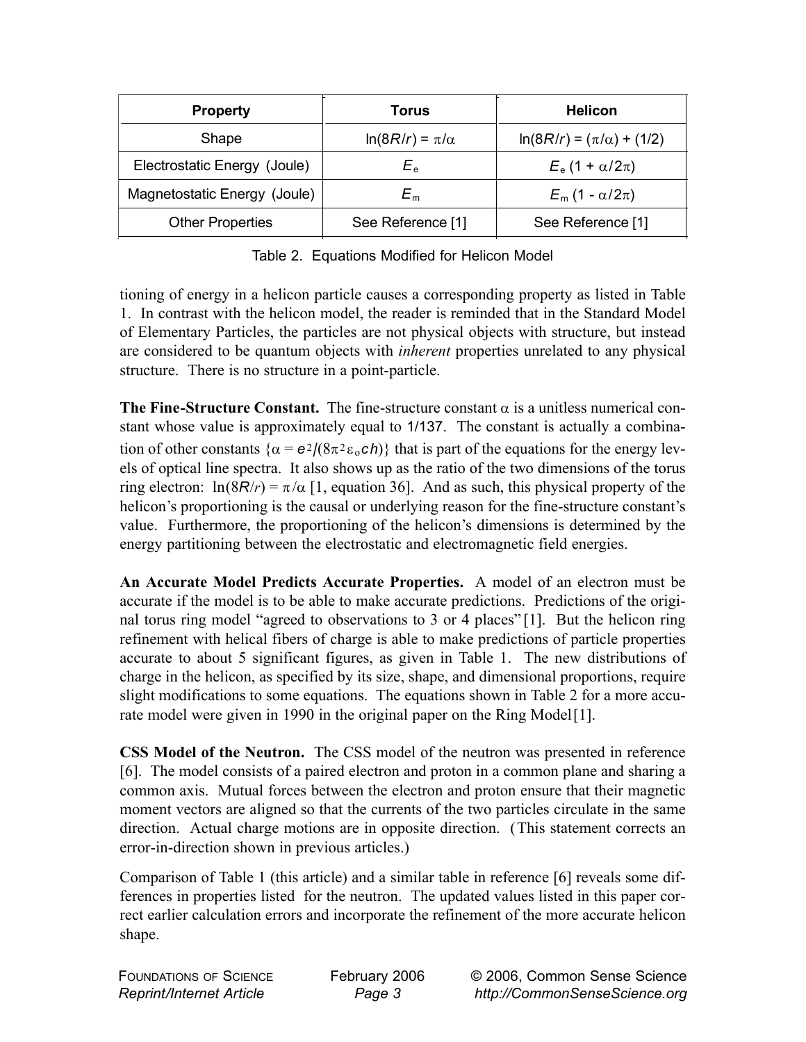| Property | Torus | Helicon |
|---|---|---|
| Shape | $\ln(8R/r) = \pi/\alpha$ | $\ln(8R/r) = (\pi/\alpha) + (1/2)$ |
| Electrostatic Energy (Joule) | $E_e$ | $E_e\,(1 + \alpha/2\pi)$ |
| Magnetostatic Energy (Joule) | $E_m$ | $E_m\,(1 - \alpha/2\pi)$ |
| Other Properties | See Reference [1] | See Reference [1] |

Table 2. Equations Modified for Helicon Model

tioning of energy in a helicon particle causes a corresponding property as listed in Table 1. In contrast with the helicon model, the reader is reminded that in the Standard Model of Elementary Particles, the particles are not physical objects with structure, but instead are considered to be quantum objects with *inherent* properties unrelated to any physical structure. There is no structure in a point-particle.

**The Fine-Structure Constant.** The fine-structure constant $\alpha$ is a unitless numerical constant whose value is approximately equal to 1/137. The constant is actually a combination of other constants $\{\alpha = e^2/(8\pi^2\varepsilon_o ch)\}$ that is part of the equations for the energy levels of optical line spectra. It also shows up as the ratio of the two dimensions of the torus ring electron: $\ln(8R/r) = \pi/\alpha$ [1, equation 36]. And as such, this physical property of the helicon's proportioning is the causal or underlying reason for the fine-structure constant's value. Furthermore, the proportioning of the helicon's dimensions is determined by the energy partitioning between the electrostatic and electromagnetic field energies.

**An Accurate Model Predicts Accurate Properties.** A model of an electron must be accurate if the model is to be able to make accurate predictions. Predictions of the original torus ring model "agreed to observations to 3 or 4 places" [1]. But the helicon ring refinement with helical fibers of charge is able to make predictions of particle properties accurate to about 5 significant figures, as given in Table 1. The new distributions of charge in the helicon, as specified by its size, shape, and dimensional proportions, require slight modifications to some equations. The equations shown in Table 2 for a more accurate model were given in 1990 in the original paper on the Ring Model [1].

**CSS Model of the Neutron.** The CSS model of the neutron was presented in reference [6]. The model consists of a paired electron and proton in a common plane and sharing a common axis. Mutual forces between the electron and proton ensure that their magnetic moment vectors are aligned so that the currents of the two particles circulate in the same direction. Actual charge motions are in opposite direction. (This statement corrects an error-in-direction shown in previous articles.)

Comparison of Table 1 (this article) and a similar table in reference [6] reveals some differences in properties listed for the neutron. The updated values listed in this paper correct earlier calculation errors and incorporate the refinement of the more accurate helicon shape.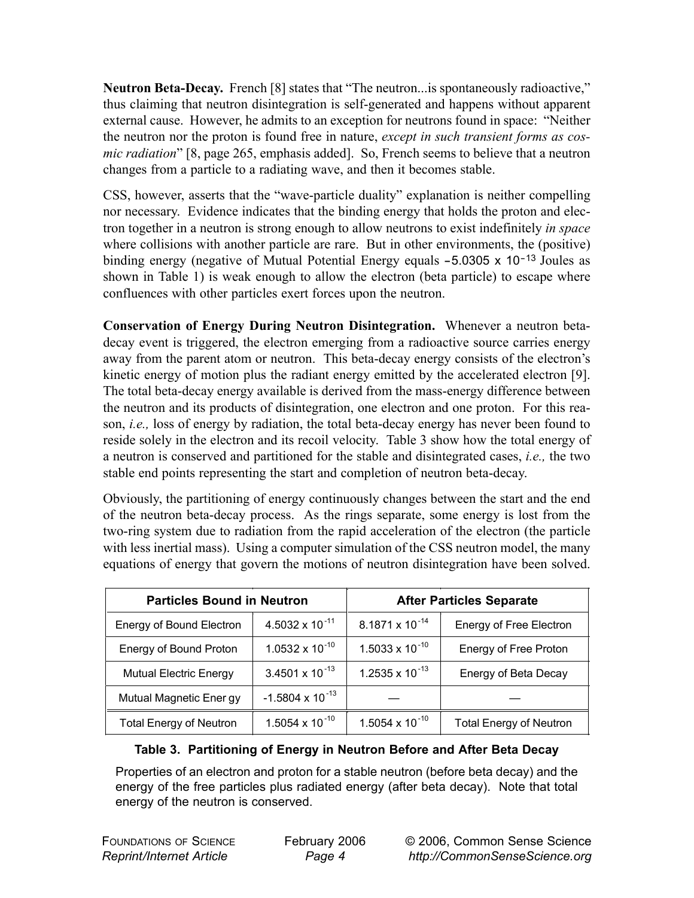**Neutron Beta-Decay.** French [8] states that "The neutron...is spontaneously radioactive," thus claiming that neutron disintegration is self-generated and happens without apparent external cause. However, he admits to an exception for neutrons found in space: "Neither the neutron nor the proton is found free in nature, *except in such transient forms as cosmic radiation*" [8, page 265, emphasis added]. So, French seems to believe that a neutron changes from a particle to a radiating wave, and then it becomes stable.

CSS, however, asserts that the "wave-particle duality" explanation is neither compelling nor necessary. Evidence indicates that the binding energy that holds the proton and electron together in a neutron is strong enough to allow neutrons to exist indefinitely *in space* where collisions with another particle are rare. But in other environments, the (positive) binding energy (negative of Mutual Potential Energy equals $-5.0305 \times 10^{-13}$ Joules as shown in Table 1) is weak enough to allow the electron (beta particle) to escape where confluences with other particles exert forces upon the neutron.

**Conservation of Energy During Neutron Disintegration.** Whenever a neutron beta-decay event is triggered, the electron emerging from a radioactive source carries energy away from the parent atom or neutron. This beta-decay energy consists of the electron's kinetic energy of motion plus the radiant energy emitted by the accelerated electron [9]. The total beta-decay energy available is derived from the mass-energy difference between the neutron and its products of disintegration, one electron and one proton. For this reason, *i.e.,* loss of energy by radiation, the total beta-decay energy has never been found to reside solely in the electron and its recoil velocity. Table 3 show how the total energy of a neutron is conserved and partitioned for the stable and disintegrated cases, *i.e.,* the two stable end points representing the start and completion of neutron beta-decay.

Obviously, the partitioning of energy continuously changes between the start and the end of the neutron beta-decay process. As the rings separate, some energy is lost from the two-ring system due to radiation from the rapid acceleration of the electron (the particle with less inertial mass). Using a computer simulation of the CSS neutron model, the many equations of energy that govern the motions of neutron disintegration have been solved.

| Particles Bound in Neutron | | After Particles Separate | |
|---|---|---|---|
| Energy of Bound Electron | $4.5032 \times 10^{-11}$ | $8.1871 \times 10^{-14}$ | Energy of Free Electron |
| Energy of Bound Proton | $1.0532 \times 10^{-10}$ | $1.5033 \times 10^{-10}$ | Energy of Free Proton |
| Mutual Electric Energy | $3.4501 \times 10^{-13}$ | $1.2535 \times 10^{-13}$ | Energy of Beta Decay |
| Mutual Magnetic Energy | $-1.5804 \times 10^{-13}$ | — | — |
| Total Energy of Neutron | $1.5054 \times 10^{-10}$ | $1.5054 \times 10^{-10}$ | Total Energy of Neutron |

**Table 3. Partitioning of Energy in Neutron Before and After Beta Decay**

Properties of an electron and proton for a stable neutron (before beta decay) and the energy of the free particles plus radiated energy (after beta decay). Note that total energy of the neutron is conserved.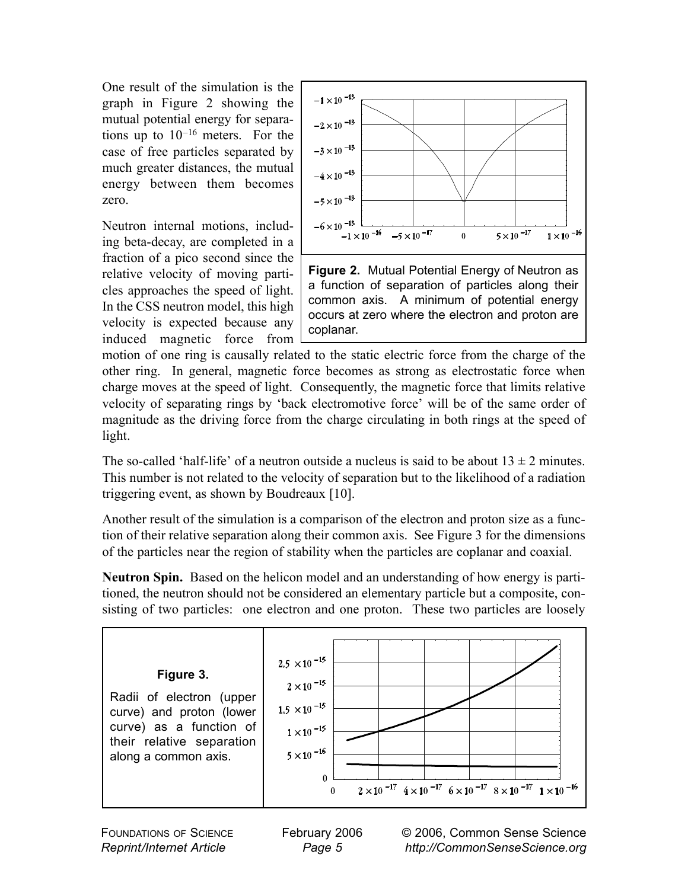One result of the simulation is the graph in Figure 2 showing the mutual potential energy for separations up to $10^{-16}$ meters. For the case of free particles separated by much greater distances, the mutual energy between them becomes zero.

Neutron internal motions, including beta-decay, are completed in a fraction of a pico second since the relative velocity of moving particles approaches the speed of light. In the CSS neutron model, this high velocity is expected because any induced magnetic force from motion of one ring is causally related to the static electric force from the charge of the other ring. In general, magnetic force becomes as strong as electrostatic force when charge moves at the speed of light. Consequently, the magnetic force that limits relative velocity of separating rings by 'back electromotive force' will be of the same order of magnitude as the driving force from the charge circulating in both rings at the speed of light.

**Figure 2.** Mutual Potential Energy of Neutron as a function of separation of particles along their common axis. A minimum of potential energy occurs at zero where the electron and proton are coplanar.

The so-called 'half-life' of a neutron outside a nucleus is said to be about $13 \pm 2$ minutes. This number is not related to the velocity of separation but to the likelihood of a radiation triggering event, as shown by Boudreaux [10].

Another result of the simulation is a comparison of the electron and proton size as a function of their relative separation along their common axis. See Figure 3 for the dimensions of the particles near the region of stability when the particles are coplanar and coaxial.

**Neutron Spin.** Based on the helicon model and an understanding of how energy is partitioned, the neutron should not be considered an elementary particle but a composite, consisting of two particles: one electron and one proton. These two particles are loosely

**Figure 3.** Radii of electron (upper curve) and proton (lower curve) as a function of their relative separation along a common axis.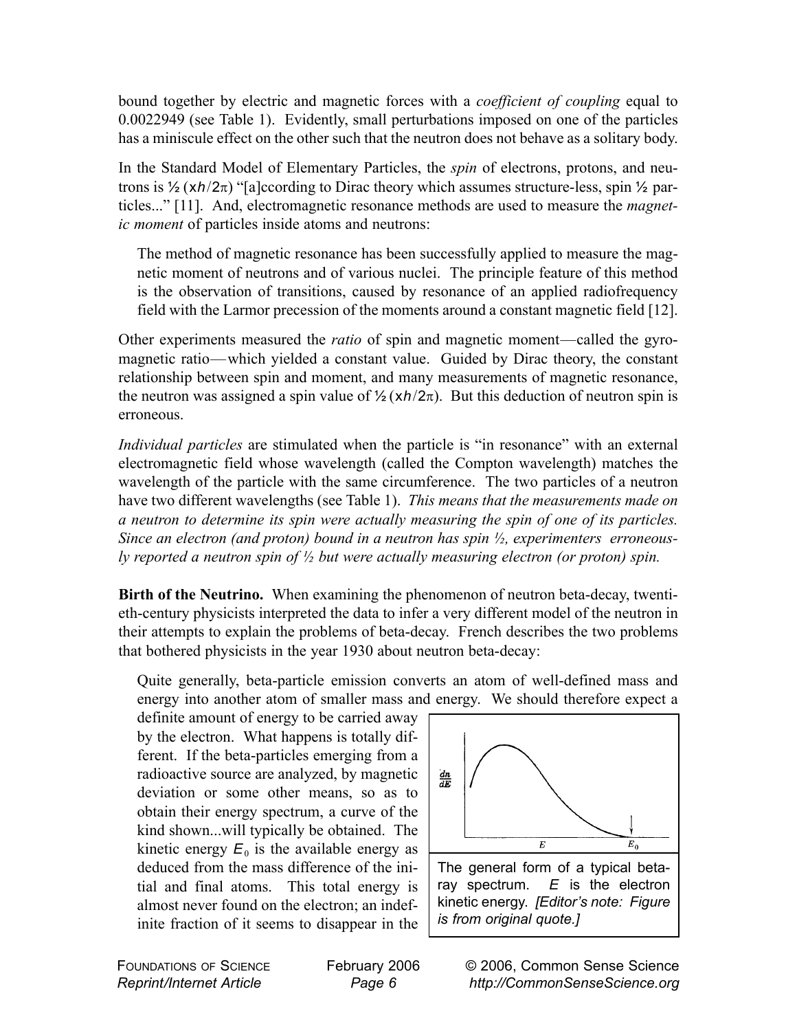bound together by electric and magnetic forces with a *coefficient of coupling* equal to 0.0022949 (see Table 1). Evidently, small perturbations imposed on one of the particles has a miniscule effect on the other such that the neutron does not behave as a solitary body.

In the Standard Model of Elementary Particles, the *spin* of electrons, protons, and neutrons is ½ ($\times h/2\pi$) "[a]ccording to Dirac theory which assumes structure-less, spin ½ particles..." [11]. And, electromagnetic resonance methods are used to measure the *magnetic moment* of particles inside atoms and neutrons:

> The method of magnetic resonance has been successfully applied to measure the magnetic moment of neutrons and of various nuclei. The principle feature of this method is the observation of transitions, caused by resonance of an applied radiofrequency field with the Larmor precession of the moments around a constant magnetic field [12].

Other experiments measured the *ratio* of spin and magnetic moment—called the gyromagnetic ratio—which yielded a constant value. Guided by Dirac theory, the constant relationship between spin and moment, and many measurements of magnetic resonance, the neutron was assigned a spin value of ½ ($\times h/2\pi$). But this deduction of neutron spin is erroneous.

*Individual particles* are stimulated when the particle is "in resonance" with an external electromagnetic field whose wavelength (called the Compton wavelength) matches the wavelength of the particle with the same circumference. The two particles of a neutron have two different wavelengths (see Table 1). *This means that the measurements made on a neutron to determine its spin were actually measuring the spin of one of its particles. Since an electron (and proton) bound in a neutron has spin ½, experimenters erroneously reported a neutron spin of ½ but were actually measuring electron (or proton) spin.*

**Birth of the Neutrino.** When examining the phenomenon of neutron beta-decay, twentieth-century physicists interpreted the data to infer a very different model of the neutron in their attempts to explain the problems of beta-decay. French describes the two problems that bothered physicists in the year 1930 about neutron beta-decay:

> Quite generally, beta-particle emission converts an atom of well-defined mass and energy into another atom of smaller mass and energy. We should therefore expect a definite amount of energy to be carried away by the electron. What happens is totally different. If the beta-particles emerging from a radioactive source are analyzed, by magnetic deviation or some other means, so as to obtain their energy spectrum, a curve of the kind shown...will typically be obtained. The kinetic energy $E_0$ is the available energy as deduced from the mass difference of the initial and final atoms. This total energy is almost never found on the electron; an indefinite fraction of it seems to disappear in the

The general form of a typical beta-ray spectrum. $E$ is the electron kinetic energy. *[Editor's note: Figure is from original quote.]*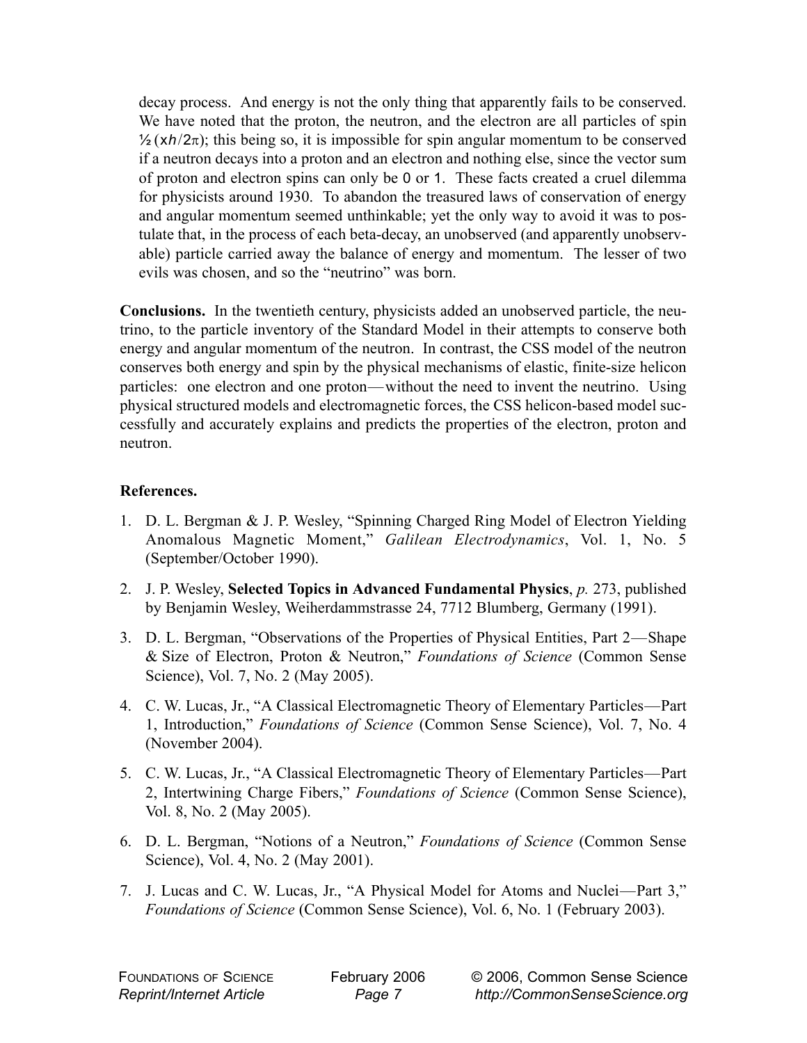decay process. And energy is not the only thing that apparently fails to be conserved. We have noted that the proton, the neutron, and the electron are all particles of spin ½ ($\times h/2\pi$); this being so, it is impossible for spin angular momentum to be conserved if a neutron decays into a proton and an electron and nothing else, since the vector sum of proton and electron spins can only be 0 or 1. These facts created a cruel dilemma for physicists around 1930. To abandon the treasured laws of conservation of energy and angular momentum seemed unthinkable; yet the only way to avoid it was to postulate that, in the process of each beta-decay, an unobserved (and apparently unobservable) particle carried away the balance of energy and momentum. The lesser of two evils was chosen, and so the "neutrino" was born.

**Conclusions.** In the twentieth century, physicists added an unobserved particle, the neutrino, to the particle inventory of the Standard Model in their attempts to conserve both energy and angular momentum of the neutron. In contrast, the CSS model of the neutron conserves both energy and spin by the physical mechanisms of elastic, finite-size helicon particles: one electron and one proton—without the need to invent the neutrino. Using physical structured models and electromagnetic forces, the CSS helicon-based model successfully and accurately explains and predicts the properties of the electron, proton and neutron.

**References.**

1. D. L. Bergman & J. P. Wesley, "Spinning Charged Ring Model of Electron Yielding Anomalous Magnetic Moment," *Galilean Electrodynamics*, Vol. 1, No. 5 (September/October 1990).
2. J. P. Wesley, **Selected Topics in Advanced Fundamental Physics**, *p.* 273, published by Benjamin Wesley, Weiherdammstrasse 24, 7712 Blumberg, Germany (1991).
3. D. L. Bergman, "Observations of the Properties of Physical Entities, Part 2—Shape & Size of Electron, Proton & Neutron," *Foundations of Science* (Common Sense Science), Vol. 7, No. 2 (May 2005).
4. C. W. Lucas, Jr., "A Classical Electromagnetic Theory of Elementary Particles—Part 1, Introduction," *Foundations of Science* (Common Sense Science), Vol. 7, No. 4 (November 2004).
5. C. W. Lucas, Jr., "A Classical Electromagnetic Theory of Elementary Particles—Part 2, Intertwining Charge Fibers," *Foundations of Science* (Common Sense Science), Vol. 8, No. 2 (May 2005).
6. D. L. Bergman, "Notions of a Neutron," *Foundations of Science* (Common Sense Science), Vol. 4, No. 2 (May 2001).
7. J. Lucas and C. W. Lucas, Jr., "A Physical Model for Atoms and Nuclei—Part 3," *Foundations of Science* (Common Sense Science), Vol. 6, No. 1 (February 2003).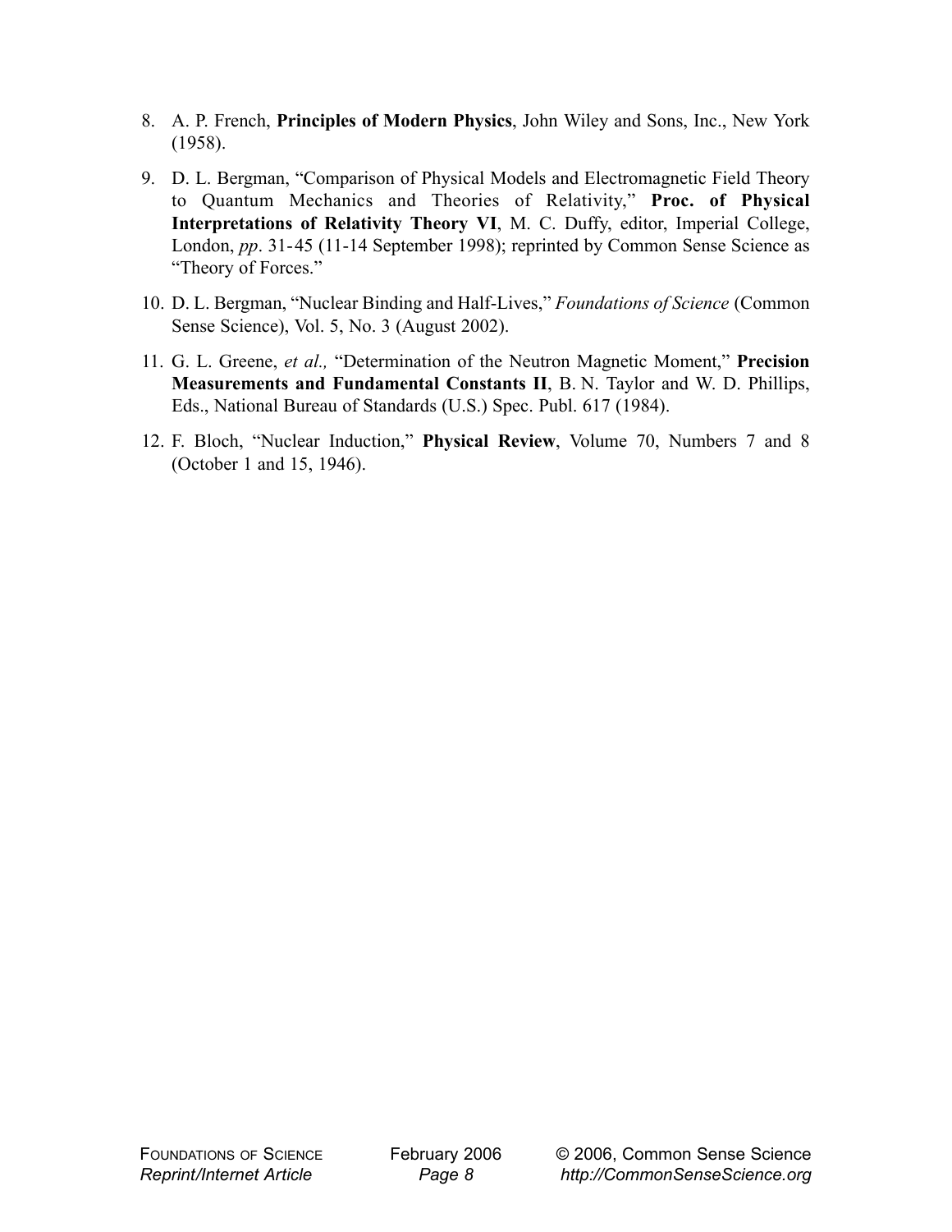8. A. P. French, **Principles of Modern Physics**, John Wiley and Sons, Inc., New York (1958).

9. D. L. Bergman, "Comparison of Physical Models and Electromagnetic Field Theory to Quantum Mechanics and Theories of Relativity," **Proc. of Physical Interpretations of Relativity Theory VI**, M. C. Duffy, editor, Imperial College, London, *pp*. 31-45 (11-14 September 1998); reprinted by Common Sense Science as "Theory of Forces."

10. D. L. Bergman, "Nuclear Binding and Half-Lives," *Foundations of Science* (Common Sense Science), Vol. 5, No. 3 (August 2002).

11. G. L. Greene, *et al.,* "Determination of the Neutron Magnetic Moment," **Precision Measurements and Fundamental Constants II**, B. N. Taylor and W. D. Phillips, Eds., National Bureau of Standards (U.S.) Spec. Publ. 617 (1984).

12. F. Bloch, "Nuclear Induction," **Physical Review**, Volume 70, Numbers 7 and 8 (October 1 and 15, 1946).